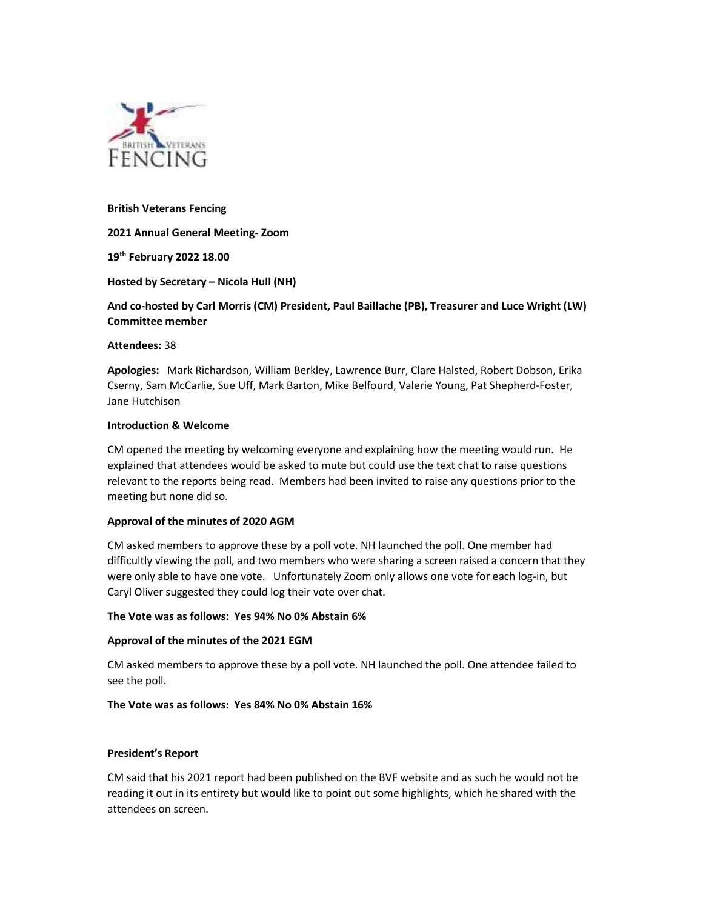**British Veterans Fencing**

**2021 Annual General Meeting- Zoom**

**19th February 2022 18.00**

**Hosted by Secretary – Nicola Hull (NH)**

**And co-hosted by Carl Morris (CM) President, Paul Baillache (PB), Treasurer and Luce Wright (LW) Committee member**

**Attendees:** 38

**Apologies:** Mark Richardson, William Berkley, Lawrence Burr, Clare Halsted, Robert Dobson, Erika Cserny, Sam McCarlie, Sue Uff, Mark Barton, Mike Belfourd, Valerie Young, Pat Shepherd-Foster, Jane Hutchison

**Introduction & Welcome**

CM opened the meeting by welcoming everyone and explaining how the meeting would run. He explained that attendees would be asked to mute but could use the text chat to raise questions relevant to the reports being read. Members had been invited to raise any questions prior to the meeting but none did so.

**Approval of the minutes of 2020 AGM**

CM asked members to approve these by a poll vote. NH launched the poll. One member had difficultly viewing the poll, and two members who were sharing a screen raised a concern that they were only able to have one vote. Unfortunately Zoom only allows one vote for each log-in, but Caryl Oliver suggested they could log their vote over chat.

**The Vote was as follows: Yes 94% No 0% Abstain 6%**

**Approval of the minutes of the 2021 EGM**

CM asked members to approve these by a poll vote. NH launched the poll. One attendee failed to see the poll.

**The Vote was as follows: Yes 84% No 0% Abstain 16%**

**President's Report**

CM said that his 2021 report had been published on the BVF website and as such he would not be reading it out in its entirety but would like to point out some highlights, which he shared with the attendees on screen.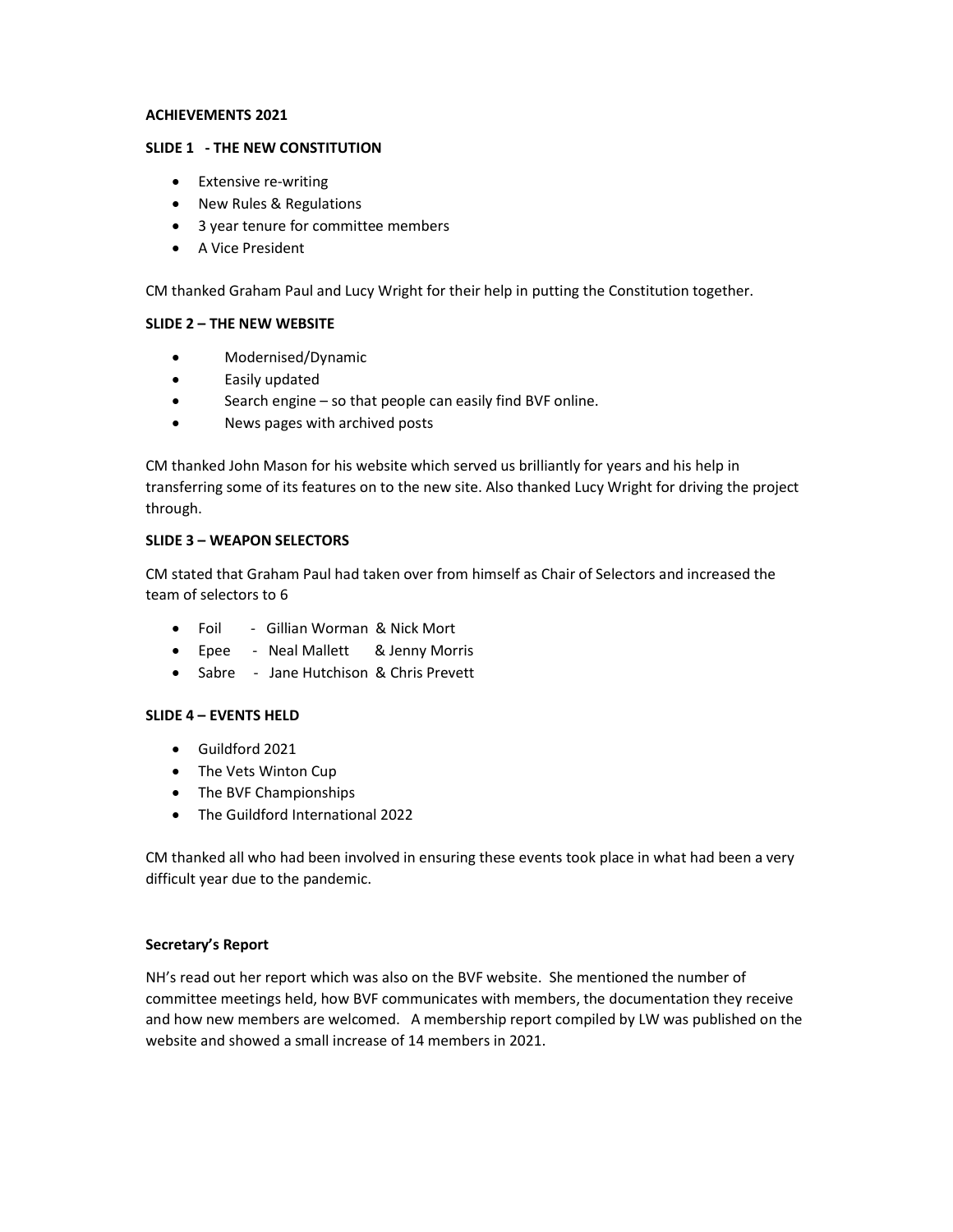**ACHIEVEMENTS 2021**

**SLIDE 1 - THE NEW CONSTITUTION**

- Extensive re-writing
- New Rules & Regulations
- 3 year tenure for committee members
- A Vice President

CM thanked Graham Paul and Lucy Wright for their help in putting the Constitution together.

**SLIDE 2 – THE NEW WEBSITE**

- Modernised/Dynamic
- Easily updated
- Search engine – so that people can easily find BVF online.
- News pages with archived posts

CM thanked John Mason for his website which served us brilliantly for years and his help in transferring some of its features on to the new site. Also thanked Lucy Wright for driving the project through.

**SLIDE 3 – WEAPON SELECTORS**

CM stated that Graham Paul had taken over from himself as Chair of Selectors and increased the team of selectors to 6

- Foil - Gillian Worman & Nick Mort
- Epee - Neal Mallett & Jenny Morris
- Sabre - Jane Hutchison & Chris Prevett

**SLIDE 4 – EVENTS HELD**

- Guildford 2021
- The Vets Winton Cup
- The BVF Championships
- The Guildford International 2022

CM thanked all who had been involved in ensuring these events took place in what had been a very difficult year due to the pandemic.

**Secretary's Report**

NH's read out her report which was also on the BVF website. She mentioned the number of committee meetings held, how BVF communicates with members, the documentation they receive and how new members are welcomed. A membership report compiled by LW was published on the website and showed a small increase of 14 members in 2021.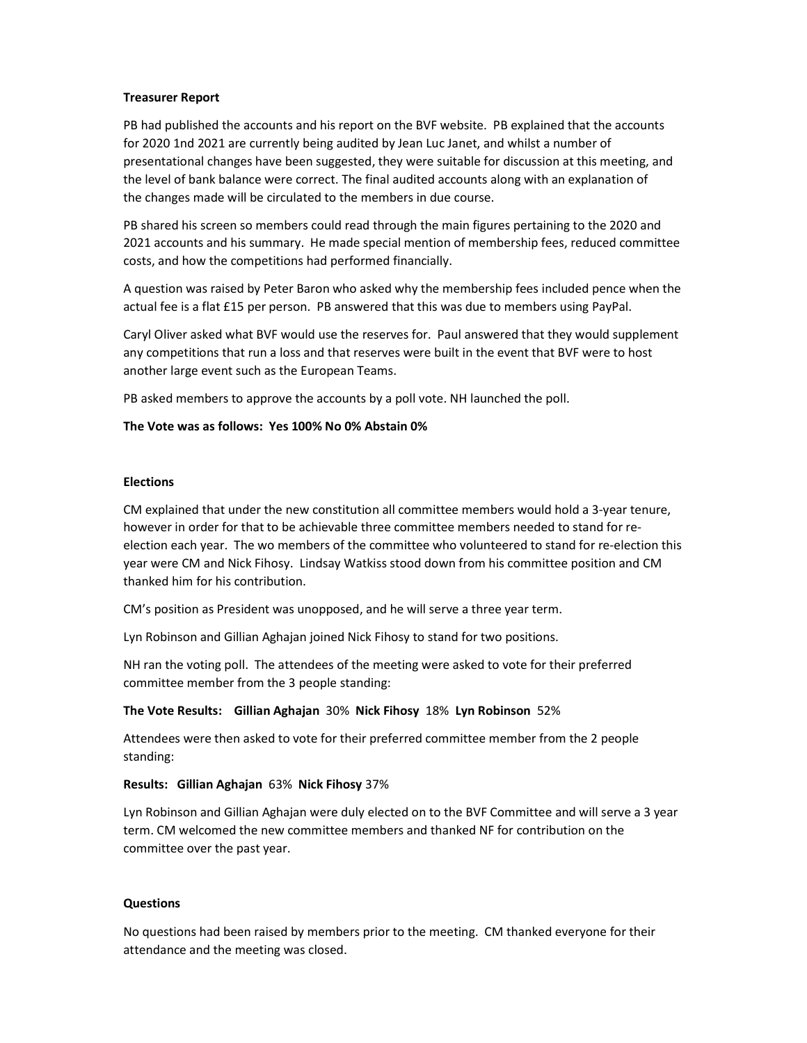**Treasurer Report**

PB had published the accounts and his report on the BVF website. PB explained that the accounts for 2020 1nd 2021 are currently being audited by Jean Luc Janet, and whilst a number of presentational changes have been suggested, they were suitable for discussion at this meeting, and the level of bank balance were correct. The final audited accounts along with an explanation of the changes made will be circulated to the members in due course.

PB shared his screen so members could read through the main figures pertaining to the 2020 and 2021 accounts and his summary. He made special mention of membership fees, reduced committee costs, and how the competitions had performed financially.

A question was raised by Peter Baron who asked why the membership fees included pence when the actual fee is a flat £15 per person. PB answered that this was due to members using PayPal.

Caryl Oliver asked what BVF would use the reserves for. Paul answered that they would supplement any competitions that run a loss and that reserves were built in the event that BVF were to host another large event such as the European Teams.

PB asked members to approve the accounts by a poll vote. NH launched the poll.

**The Vote was as follows: Yes 100% No 0% Abstain 0%**

**Elections**

CM explained that under the new constitution all committee members would hold a 3-year tenure, however in order for that to be achievable three committee members needed to stand for re-election each year. The wo members of the committee who volunteered to stand for re-election this year were CM and Nick Fihosy. Lindsay Watkiss stood down from his committee position and CM thanked him for his contribution.

CM's position as President was unopposed, and he will serve a three year term.

Lyn Robinson and Gillian Aghajan joined Nick Fihosy to stand for two positions.

NH ran the voting poll. The attendees of the meeting were asked to vote for their preferred committee member from the 3 people standing:

**The Vote Results: Gillian Aghajan** 30% **Nick Fihosy** 18% **Lyn Robinson** 52%

Attendees were then asked to vote for their preferred committee member from the 2 people standing:

**Results: Gillian Aghajan** 63% **Nick Fihosy** 37%

Lyn Robinson and Gillian Aghajan were duly elected on to the BVF Committee and will serve a 3 year term. CM welcomed the new committee members and thanked NF for contribution on the committee over the past year.

**Questions**

No questions had been raised by members prior to the meeting. CM thanked everyone for their attendance and the meeting was closed.